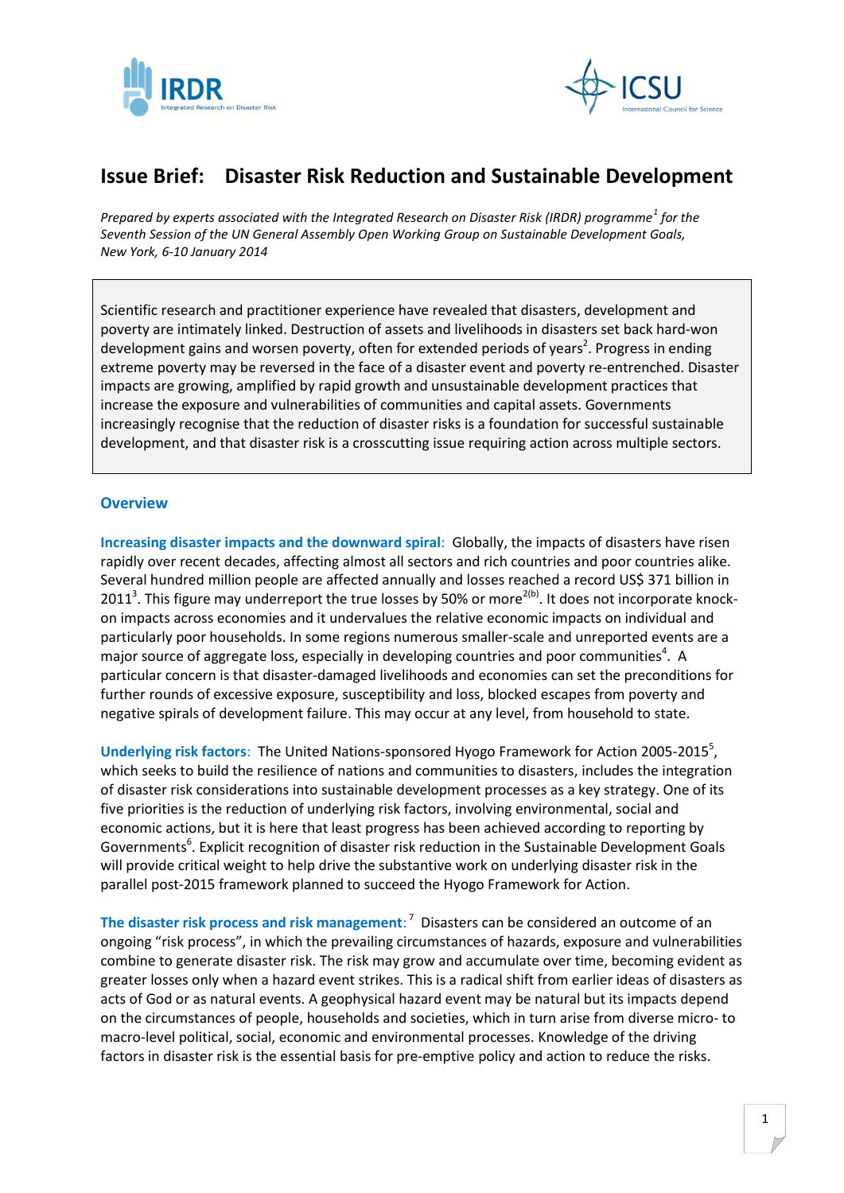# Issue Brief: Disaster Risk Reduction and Sustainable Development

*Prepared by experts associated with the Integrated Research on Disaster Risk (IRDR) programme[1] for the Seventh Session of the UN General Assembly Open Working Group on Sustainable Development Goals, New York, 6-10 January 2014*

> Scientific research and practitioner experience have revealed that disasters, development and poverty are intimately linked. Destruction of assets and livelihoods in disasters set back hard-won development gains and worsen poverty, often for extended periods of years[2]. Progress in ending extreme poverty may be reversed in the face of a disaster event and poverty re-entrenched. Disaster impacts are growing, amplified by rapid growth and unsustainable development practices that increase the exposure and vulnerabilities of communities and capital assets. Governments increasingly recognise that the reduction of disaster risks is a foundation for successful sustainable development, and that disaster risk is a crosscutting issue requiring action across multiple sectors.

## Overview

**Increasing disaster impacts and the downward spiral**: Globally, the impacts of disasters have risen rapidly over recent decades, affecting almost all sectors and rich countries and poor countries alike. Several hundred million people are affected annually and losses reached a record US$ 371 billion in 2011[3]. This figure may underreport the true losses by 50% or more[2(b)]. It does not incorporate knock-on impacts across economies and it undervalues the relative economic impacts on individual and particularly poor households. In some regions numerous smaller-scale and unreported events are a major source of aggregate loss, especially in developing countries and poor communities[4]. A particular concern is that disaster-damaged livelihoods and economies can set the preconditions for further rounds of excessive exposure, susceptibility and loss, blocked escapes from poverty and negative spirals of development failure. This may occur at any level, from household to state.

**Underlying risk factors**: The United Nations-sponsored Hyogo Framework for Action 2005-2015[5], which seeks to build the resilience of nations and communities to disasters, includes the integration of disaster risk considerations into sustainable development processes as a key strategy. One of its five priorities is the reduction of underlying risk factors, involving environmental, social and economic actions, but it is here that least progress has been achieved according to reporting by Governments[6]. Explicit recognition of disaster risk reduction in the Sustainable Development Goals will provide critical weight to help drive the substantive work on underlying disaster risk in the parallel post-2015 framework planned to succeed the Hyogo Framework for Action.

**The disaster risk process and risk management**:[7] Disasters can be considered an outcome of an ongoing "risk process", in which the prevailing circumstances of hazards, exposure and vulnerabilities combine to generate disaster risk. The risk may grow and accumulate over time, becoming evident as greater losses only when a hazard event strikes. This is a radical shift from earlier ideas of disasters as acts of God or as natural events. A geophysical hazard event may be natural but its impacts depend on the circumstances of people, households and societies, which in turn arise from diverse micro- to macro-level political, social, economic and environmental processes. Knowledge of the driving factors in disaster risk is the essential basis for pre-emptive policy and action to reduce the risks.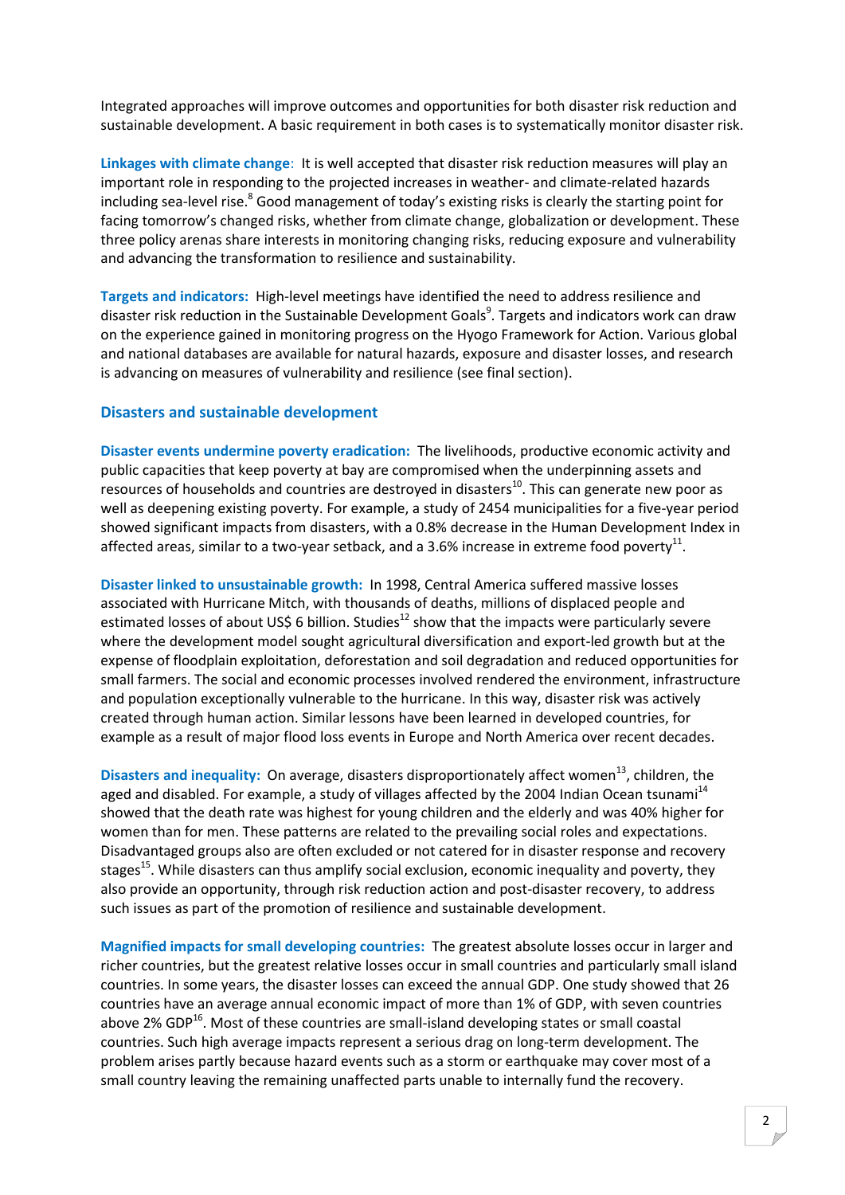Integrated approaches will improve outcomes and opportunities for both disaster risk reduction and sustainable development. A basic requirement in both cases is to systematically monitor disaster risk.

**Linkages with climate change**: It is well accepted that disaster risk reduction measures will play an important role in responding to the projected increases in weather- and climate-related hazards including sea-level rise.[8] Good management of today's existing risks is clearly the starting point for facing tomorrow's changed risks, whether from climate change, globalization or development. These three policy arenas share interests in monitoring changing risks, reducing exposure and vulnerability and advancing the transformation to resilience and sustainability.

**Targets and indicators:** High-level meetings have identified the need to address resilience and disaster risk reduction in the Sustainable Development Goals[9]. Targets and indicators work can draw on the experience gained in monitoring progress on the Hyogo Framework for Action. Various global and national databases are available for natural hazards, exposure and disaster losses, and research is advancing on measures of vulnerability and resilience (see final section).

## Disasters and sustainable development

**Disaster events undermine poverty eradication:** The livelihoods, productive economic activity and public capacities that keep poverty at bay are compromised when the underpinning assets and resources of households and countries are destroyed in disasters[10]. This can generate new poor as well as deepening existing poverty. For example, a study of 2454 municipalities for a five-year period showed significant impacts from disasters, with a 0.8% decrease in the Human Development Index in affected areas, similar to a two-year setback, and a 3.6% increase in extreme food poverty[11].

**Disaster linked to unsustainable growth:** In 1998, Central America suffered massive losses associated with Hurricane Mitch, with thousands of deaths, millions of displaced people and estimated losses of about US$ 6 billion. Studies[12] show that the impacts were particularly severe where the development model sought agricultural diversification and export-led growth but at the expense of floodplain exploitation, deforestation and soil degradation and reduced opportunities for small farmers. The social and economic processes involved rendered the environment, infrastructure and population exceptionally vulnerable to the hurricane. In this way, disaster risk was actively created through human action. Similar lessons have been learned in developed countries, for example as a result of major flood loss events in Europe and North America over recent decades.

**Disasters and inequality:** On average, disasters disproportionately affect women[13], children, the aged and disabled. For example, a study of villages affected by the 2004 Indian Ocean tsunami[14] showed that the death rate was highest for young children and the elderly and was 40% higher for women than for men. These patterns are related to the prevailing social roles and expectations. Disadvantaged groups also are often excluded or not catered for in disaster response and recovery stages[15]. While disasters can thus amplify social exclusion, economic inequality and poverty, they also provide an opportunity, through risk reduction action and post-disaster recovery, to address such issues as part of the promotion of resilience and sustainable development.

**Magnified impacts for small developing countries:** The greatest absolute losses occur in larger and richer countries, but the greatest relative losses occur in small countries and particularly small island countries. In some years, the disaster losses can exceed the annual GDP. One study showed that 26 countries have an average annual economic impact of more than 1% of GDP, with seven countries above 2% GDP[16]. Most of these countries are small-island developing states or small coastal countries. Such high average impacts represent a serious drag on long-term development. The problem arises partly because hazard events such as a storm or earthquake may cover most of a small country leaving the remaining unaffected parts unable to internally fund the recovery.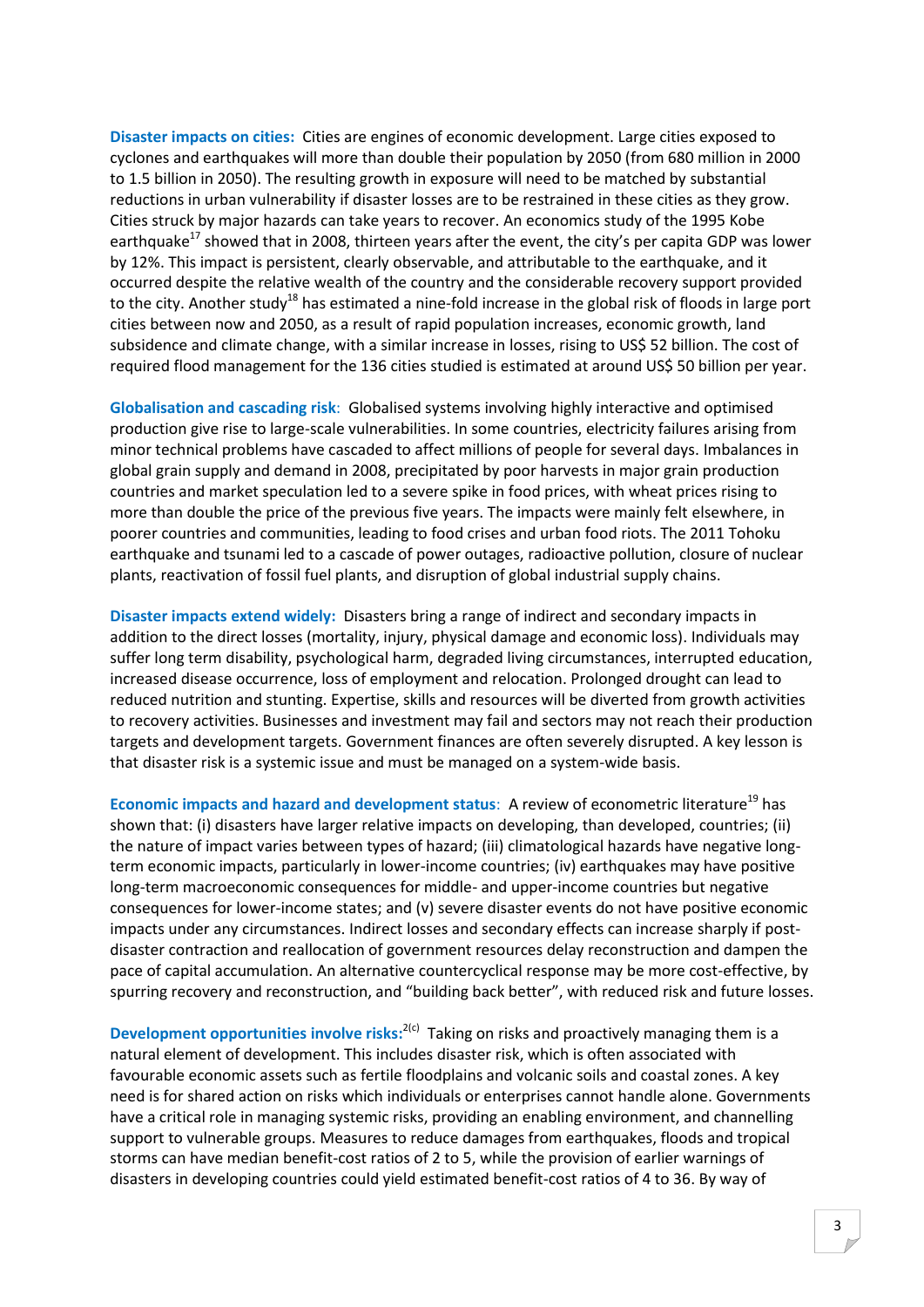**Disaster impacts on cities:** Cities are engines of economic development. Large cities exposed to cyclones and earthquakes will more than double their population by 2050 (from 680 million in 2000 to 1.5 billion in 2050). The resulting growth in exposure will need to be matched by substantial reductions in urban vulnerability if disaster losses are to be restrained in these cities as they grow. Cities struck by major hazards can take years to recover. An economics study of the 1995 Kobe earthquake[17] showed that in 2008, thirteen years after the event, the city's per capita GDP was lower by 12%. This impact is persistent, clearly observable, and attributable to the earthquake, and it occurred despite the relative wealth of the country and the considerable recovery support provided to the city. Another study[18] has estimated a nine-fold increase in the global risk of floods in large port cities between now and 2050, as a result of rapid population increases, economic growth, land subsidence and climate change, with a similar increase in losses, rising to US$ 52 billion. The cost of required flood management for the 136 cities studied is estimated at around US$ 50 billion per year.

**Globalisation and cascading risk**: Globalised systems involving highly interactive and optimised production give rise to large-scale vulnerabilities. In some countries, electricity failures arising from minor technical problems have cascaded to affect millions of people for several days. Imbalances in global grain supply and demand in 2008, precipitated by poor harvests in major grain production countries and market speculation led to a severe spike in food prices, with wheat prices rising to more than double the price of the previous five years. The impacts were mainly felt elsewhere, in poorer countries and communities, leading to food crises and urban food riots. The 2011 Tohoku earthquake and tsunami led to a cascade of power outages, radioactive pollution, closure of nuclear plants, reactivation of fossil fuel plants, and disruption of global industrial supply chains.

**Disaster impacts extend widely:** Disasters bring a range of indirect and secondary impacts in addition to the direct losses (mortality, injury, physical damage and economic loss). Individuals may suffer long term disability, psychological harm, degraded living circumstances, interrupted education, increased disease occurrence, loss of employment and relocation. Prolonged drought can lead to reduced nutrition and stunting. Expertise, skills and resources will be diverted from growth activities to recovery activities. Businesses and investment may fail and sectors may not reach their production targets and development targets. Government finances are often severely disrupted. A key lesson is that disaster risk is a systemic issue and must be managed on a system-wide basis.

**Economic impacts and hazard and development status**: A review of econometric literature[19] has shown that: (i) disasters have larger relative impacts on developing, than developed, countries; (ii) the nature of impact varies between types of hazard; (iii) climatological hazards have negative long-term economic impacts, particularly in lower-income countries; (iv) earthquakes may have positive long-term macroeconomic consequences for middle- and upper-income countries but negative consequences for lower-income states; and (v) severe disaster events do not have positive economic impacts under any circumstances. Indirect losses and secondary effects can increase sharply if post-disaster contraction and reallocation of government resources delay reconstruction and dampen the pace of capital accumulation. An alternative countercyclical response may be more cost-effective, by spurring recovery and reconstruction, and "building back better", with reduced risk and future losses.

**Development opportunities involve risks:**[2(c)] Taking on risks and proactively managing them is a natural element of development. This includes disaster risk, which is often associated with favourable economic assets such as fertile floodplains and volcanic soils and coastal zones. A key need is for shared action on risks which individuals or enterprises cannot handle alone. Governments have a critical role in managing systemic risks, providing an enabling environment, and channelling support to vulnerable groups. Measures to reduce damages from earthquakes, floods and tropical storms can have median benefit-cost ratios of 2 to 5, while the provision of earlier warnings of disasters in developing countries could yield estimated benefit-cost ratios of 4 to 36. By way of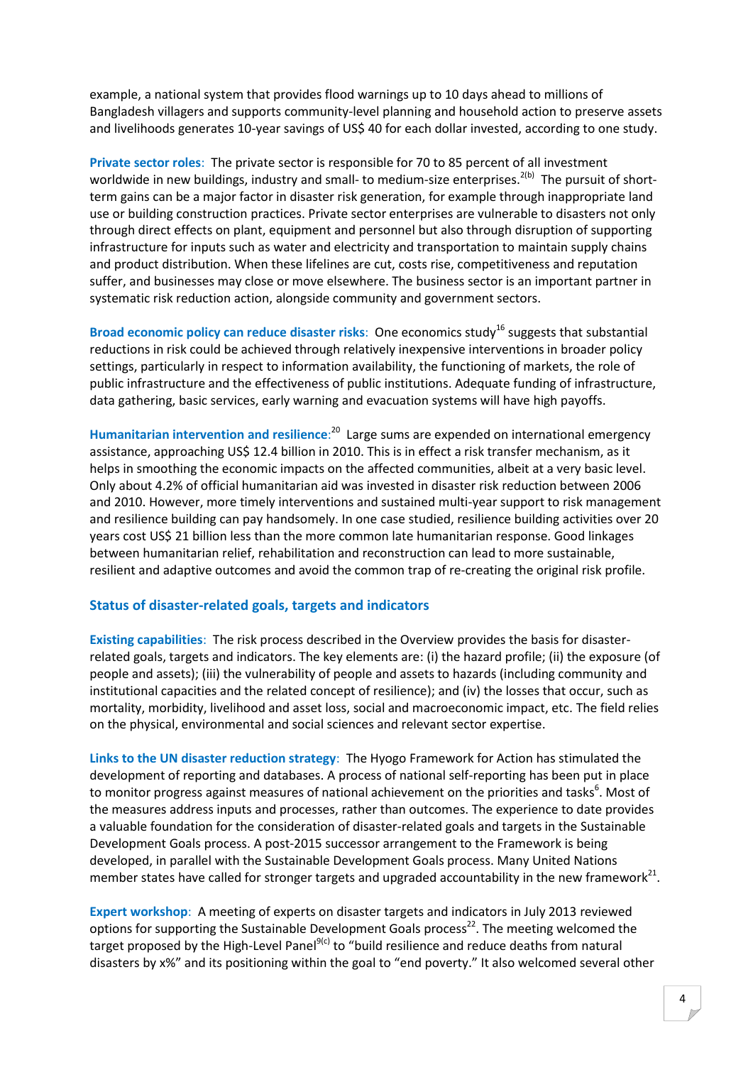example, a national system that provides flood warnings up to 10 days ahead to millions of Bangladesh villagers and supports community-level planning and household action to preserve assets and livelihoods generates 10-year savings of US$ 40 for each dollar invested, according to one study.

**Private sector roles**: The private sector is responsible for 70 to 85 percent of all investment worldwide in new buildings, industry and small- to medium-size enterprises.[2(b)] The pursuit of short-term gains can be a major factor in disaster risk generation, for example through inappropriate land use or building construction practices. Private sector enterprises are vulnerable to disasters not only through direct effects on plant, equipment and personnel but also through disruption of supporting infrastructure for inputs such as water and electricity and transportation to maintain supply chains and product distribution. When these lifelines are cut, costs rise, competitiveness and reputation suffer, and businesses may close or move elsewhere. The business sector is an important partner in systematic risk reduction action, alongside community and government sectors.

**Broad economic policy can reduce disaster risks**: One economics study[16] suggests that substantial reductions in risk could be achieved through relatively inexpensive interventions in broader policy settings, particularly in respect to information availability, the functioning of markets, the role of public infrastructure and the effectiveness of public institutions. Adequate funding of infrastructure, data gathering, basic services, early warning and evacuation systems will have high payoffs.

**Humanitarian intervention and resilience**:[20] Large sums are expended on international emergency assistance, approaching US$ 12.4 billion in 2010. This is in effect a risk transfer mechanism, as it helps in smoothing the economic impacts on the affected communities, albeit at a very basic level. Only about 4.2% of official humanitarian aid was invested in disaster risk reduction between 2006 and 2010. However, more timely interventions and sustained multi-year support to risk management and resilience building can pay handsomely. In one case studied, resilience building activities over 20 years cost US$ 21 billion less than the more common late humanitarian response. Good linkages between humanitarian relief, rehabilitation and reconstruction can lead to more sustainable, resilient and adaptive outcomes and avoid the common trap of re-creating the original risk profile.

## Status of disaster-related goals, targets and indicators

**Existing capabilities**: The risk process described in the Overview provides the basis for disaster-related goals, targets and indicators. The key elements are: (i) the hazard profile; (ii) the exposure (of people and assets); (iii) the vulnerability of people and assets to hazards (including community and institutional capacities and the related concept of resilience); and (iv) the losses that occur, such as mortality, morbidity, livelihood and asset loss, social and macroeconomic impact, etc. The field relies on the physical, environmental and social sciences and relevant sector expertise.

**Links to the UN disaster reduction strategy**: The Hyogo Framework for Action has stimulated the development of reporting and databases. A process of national self-reporting has been put in place to monitor progress against measures of national achievement on the priorities and tasks[6]. Most of the measures address inputs and processes, rather than outcomes. The experience to date provides a valuable foundation for the consideration of disaster-related goals and targets in the Sustainable Development Goals process. A post-2015 successor arrangement to the Framework is being developed, in parallel with the Sustainable Development Goals process. Many United Nations member states have called for stronger targets and upgraded accountability in the new framework[21].

**Expert workshop**: A meeting of experts on disaster targets and indicators in July 2013 reviewed options for supporting the Sustainable Development Goals process[22]. The meeting welcomed the target proposed by the High-Level Panel[9(c)] to "build resilience and reduce deaths from natural disasters by x%" and its positioning within the goal to "end poverty." It also welcomed several other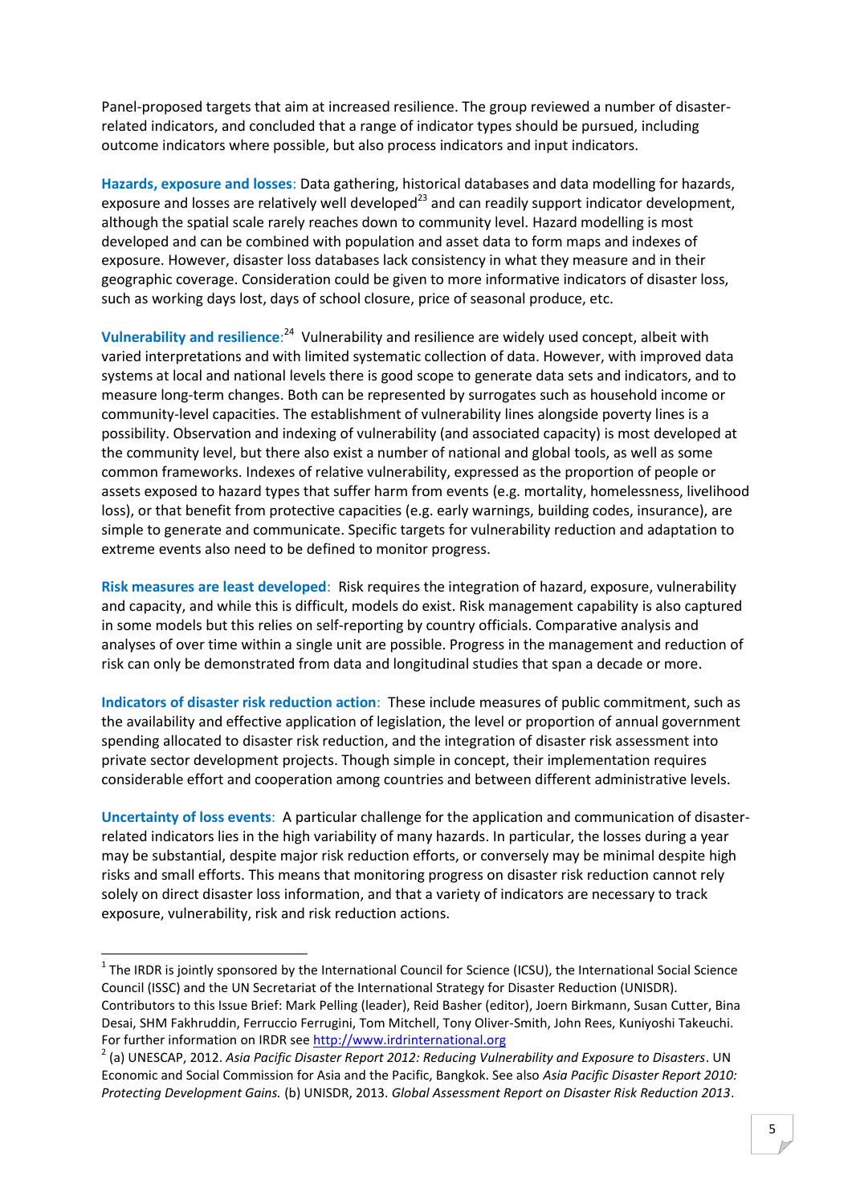Panel-proposed targets that aim at increased resilience. The group reviewed a number of disaster-related indicators, and concluded that a range of indicator types should be pursued, including outcome indicators where possible, but also process indicators and input indicators.

**Hazards, exposure and losses**: Data gathering, historical databases and data modelling for hazards, exposure and losses are relatively well developed[23] and can readily support indicator development, although the spatial scale rarely reaches down to community level. Hazard modelling is most developed and can be combined with population and asset data to form maps and indexes of exposure. However, disaster loss databases lack consistency in what they measure and in their geographic coverage. Consideration could be given to more informative indicators of disaster loss, such as working days lost, days of school closure, price of seasonal produce, etc.

**Vulnerability and resilience**:[24] Vulnerability and resilience are widely used concept, albeit with varied interpretations and with limited systematic collection of data. However, with improved data systems at local and national levels there is good scope to generate data sets and indicators, and to measure long-term changes. Both can be represented by surrogates such as household income or community-level capacities. The establishment of vulnerability lines alongside poverty lines is a possibility. Observation and indexing of vulnerability (and associated capacity) is most developed at the community level, but there also exist a number of national and global tools, as well as some common frameworks. Indexes of relative vulnerability, expressed as the proportion of people or assets exposed to hazard types that suffer harm from events (e.g. mortality, homelessness, livelihood loss), or that benefit from protective capacities (e.g. early warnings, building codes, insurance), are simple to generate and communicate. Specific targets for vulnerability reduction and adaptation to extreme events also need to be defined to monitor progress.

**Risk measures are least developed**: Risk requires the integration of hazard, exposure, vulnerability and capacity, and while this is difficult, models do exist. Risk management capability is also captured in some models but this relies on self-reporting by country officials. Comparative analysis and analyses of over time within a single unit are possible. Progress in the management and reduction of risk can only be demonstrated from data and longitudinal studies that span a decade or more.

**Indicators of disaster risk reduction action**: These include measures of public commitment, such as the availability and effective application of legislation, the level or proportion of annual government spending allocated to disaster risk reduction, and the integration of disaster risk assessment into private sector development projects. Though simple in concept, their implementation requires considerable effort and cooperation among countries and between different administrative levels.

**Uncertainty of loss events**: A particular challenge for the application and communication of disaster-related indicators lies in the high variability of many hazards. In particular, the losses during a year may be substantial, despite major risk reduction efforts, or conversely may be minimal despite high risks and small efforts. This means that monitoring progress on disaster risk reduction cannot rely solely on direct disaster loss information, and that a variety of indicators are necessary to track exposure, vulnerability, risk and risk reduction actions.

---

[1] The IRDR is jointly sponsored by the International Council for Science (ICSU), the International Social Science Council (ISSC) and the UN Secretariat of the International Strategy for Disaster Reduction (UNISDR). Contributors to this Issue Brief: Mark Pelling (leader), Reid Basher (editor), Joern Birkmann, Susan Cutter, Bina Desai, SHM Fakhruddin, Ferruccio Ferrugini, Tom Mitchell, Tony Oliver-Smith, John Rees, Kuniyoshi Takeuchi. For further information on IRDR see http://www.irdrinternational.org

[2] (a) UNESCAP, 2012. *Asia Pacific Disaster Report 2012: Reducing Vulnerability and Exposure to Disasters*. UN Economic and Social Commission for Asia and the Pacific, Bangkok. See also *Asia Pacific Disaster Report 2010: Protecting Development Gains.* (b) UNISDR, 2013. *Global Assessment Report on Disaster Risk Reduction 2013*.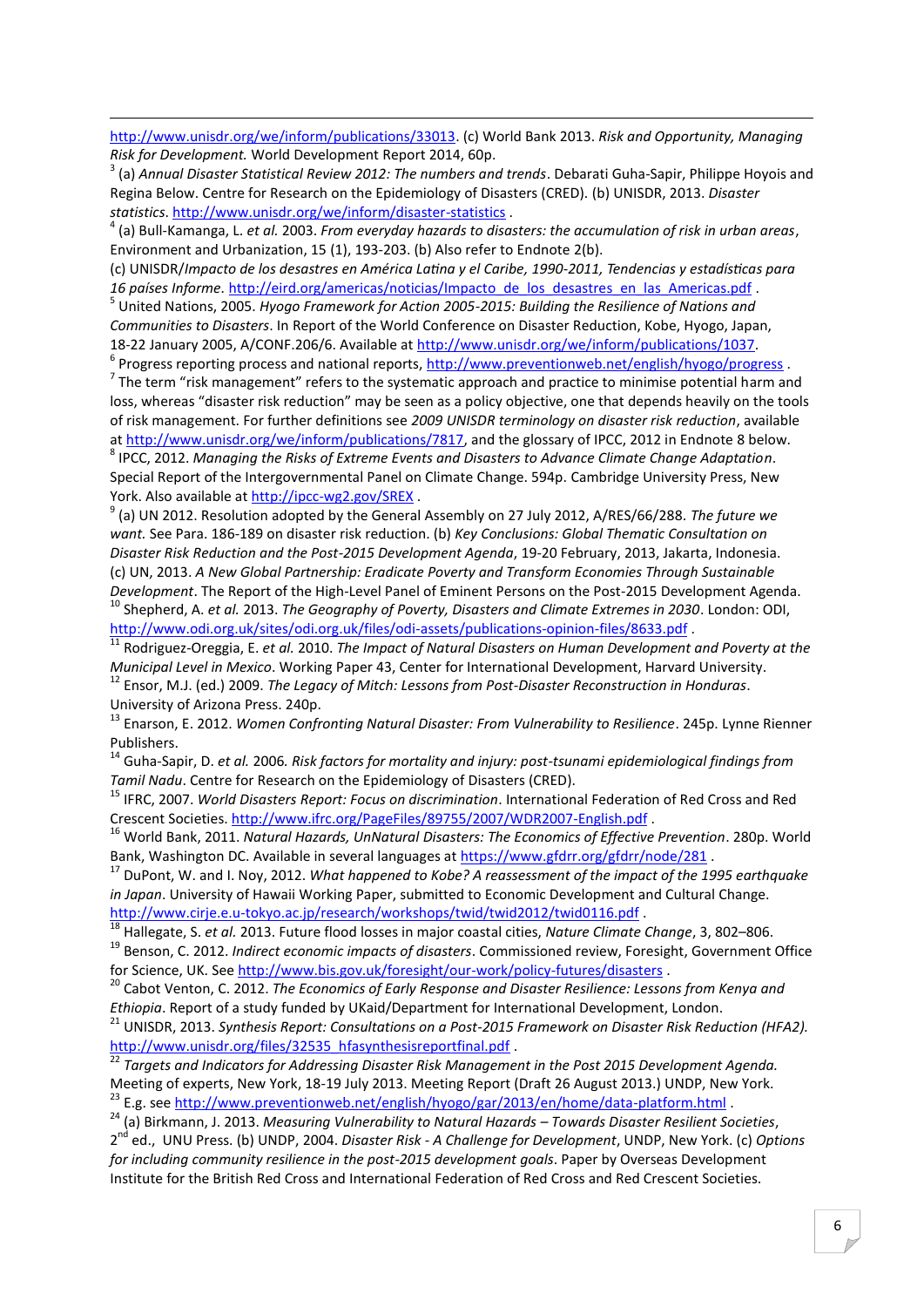http://www.unisdr.org/we/inform/publications/33013. (c) World Bank 2013. *Risk and Opportunity, Managing Risk for Development.* World Development Report 2014, 60p.

[3] (a) *Annual Disaster Statistical Review 2012: The numbers and trends*. Debarati Guha-Sapir, Philippe Hoyois and Regina Below. Centre for Research on the Epidemiology of Disasters (CRED). (b) UNISDR, 2013. *Disaster statistics*. http://www.unisdr.org/we/inform/disaster-statistics .

[4] (a) Bull-Kamanga, L. *et al.* 2003. *From everyday hazards to disasters: the accumulation of risk in urban areas*, Environment and Urbanization, 15 (1), 193-203. (b) Also refer to Endnote 2(b).
(c) UNISDR/*Impacto de los desastres en América Latina y el Caribe, 1990-2011, Tendencias y estadísticas para 16 países Informe*. http://eird.org/americas/noticias/Impacto_de_los_desastres_en_las_Americas.pdf .

[5] United Nations, 2005. *Hyogo Framework for Action 2005-2015: Building the Resilience of Nations and Communities to Disasters*. In Report of the World Conference on Disaster Reduction, Kobe, Hyogo, Japan, 18-22 January 2005, A/CONF.206/6. Available at http://www.unisdr.org/we/inform/publications/1037.

[6] Progress reporting process and national reports, http://www.preventionweb.net/english/hyogo/progress .

[7] The term "risk management" refers to the systematic approach and practice to minimise potential harm and loss, whereas "disaster risk reduction" may be seen as a policy objective, one that depends heavily on the tools of risk management. For further definitions see *2009 UNISDR terminology on disaster risk reduction*, available at http://www.unisdr.org/we/inform/publications/7817, and the glossary of IPCC, 2012 in Endnote 8 below.

[8] IPCC, 2012. *Managing the Risks of Extreme Events and Disasters to Advance Climate Change Adaptation*. Special Report of the Intergovernmental Panel on Climate Change. 594p. Cambridge University Press, New York. Also available at http://ipcc-wg2.gov/SREX .

[9] (a) UN 2012. Resolution adopted by the General Assembly on 27 July 2012, A/RES/66/288. *The future we want.* See Para. 186-189 on disaster risk reduction. (b) *Key Conclusions: Global Thematic Consultation on Disaster Risk Reduction and the Post-2015 Development Agenda*, 19-20 February, 2013, Jakarta, Indonesia. (c) UN, 2013. *A New Global Partnership: Eradicate Poverty and Transform Economies Through Sustainable Development*. The Report of the High-Level Panel of Eminent Persons on the Post-2015 Development Agenda.

[10] Shepherd, A. *et al.* 2013. *The Geography of Poverty, Disasters and Climate Extremes in 2030*. London: ODI, http://www.odi.org.uk/sites/odi.org.uk/files/odi-assets/publications-opinion-files/8633.pdf .

[11] Rodriguez-Oreggia, E. *et al.* 2010. *The Impact of Natural Disasters on Human Development and Poverty at the Municipal Level in Mexico*. Working Paper 43, Center for International Development, Harvard University.

[12] Ensor, M.J. (ed.) 2009. *The Legacy of Mitch: Lessons from Post-Disaster Reconstruction in Honduras*. University of Arizona Press. 240p.

[13] Enarson, E. 2012. *Women Confronting Natural Disaster: From Vulnerability to Resilience*. 245p. Lynne Rienner Publishers.

[14] Guha-Sapir, D. *et al.* 2006. *Risk factors for mortality and injury: post-tsunami epidemiological findings from Tamil Nadu*. Centre for Research on the Epidemiology of Disasters (CRED).

[15] IFRC, 2007. *World Disasters Report: Focus on discrimination*. International Federation of Red Cross and Red Crescent Societies. http://www.ifrc.org/PageFiles/89755/2007/WDR2007-English.pdf .

[16] World Bank, 2011. *Natural Hazards, UnNatural Disasters: The Economics of Effective Prevention*. 280p. World Bank, Washington DC. Available in several languages at https://www.gfdrr.org/gfdrr/node/281 .

[17] DuPont, W. and I. Noy, 2012. *What happened to Kobe? A reassessment of the impact of the 1995 earthquake in Japan*. University of Hawaii Working Paper, submitted to Economic Development and Cultural Change. http://www.cirje.e.u-tokyo.ac.jp/research/workshops/twid/twid2012/twid0116.pdf .

[18] Hallegate, S. *et al.* 2013. Future flood losses in major coastal cities, *Nature Climate Change*, 3, 802–806.

[19] Benson, C. 2012. *Indirect economic impacts of disasters*. Commissioned review, Foresight, Government Office for Science, UK. See http://www.bis.gov.uk/foresight/our-work/policy-futures/disasters .

[20] Cabot Venton, C. 2012. *The Economics of Early Response and Disaster Resilience: Lessons from Kenya and Ethiopia*. Report of a study funded by UKaid/Department for International Development, London.

[21] UNISDR, 2013. *Synthesis Report: Consultations on a Post-2015 Framework on Disaster Risk Reduction (HFA2).* http://www.unisdr.org/files/32535_hfasynthesisreportfinal.pdf .

[22] *Targets and Indicators for Addressing Disaster Risk Management in the Post 2015 Development Agenda.* Meeting of experts, New York, 18-19 July 2013. Meeting Report (Draft 26 August 2013.) UNDP, New York.

[23] E.g. see http://www.preventionweb.net/english/hyogo/gar/2013/en/home/data-platform.html .

[24] (a) Birkmann, J. 2013. *Measuring Vulnerability to Natural Hazards – Towards Disaster Resilient Societies*, 2nd ed., UNU Press. (b) UNDP, 2004. *Disaster Risk - A Challenge for Development*, UNDP, New York. (c) *Options for including community resilience in the post-2015 development goals*. Paper by Overseas Development Institute for the British Red Cross and International Federation of Red Cross and Red Crescent Societies.